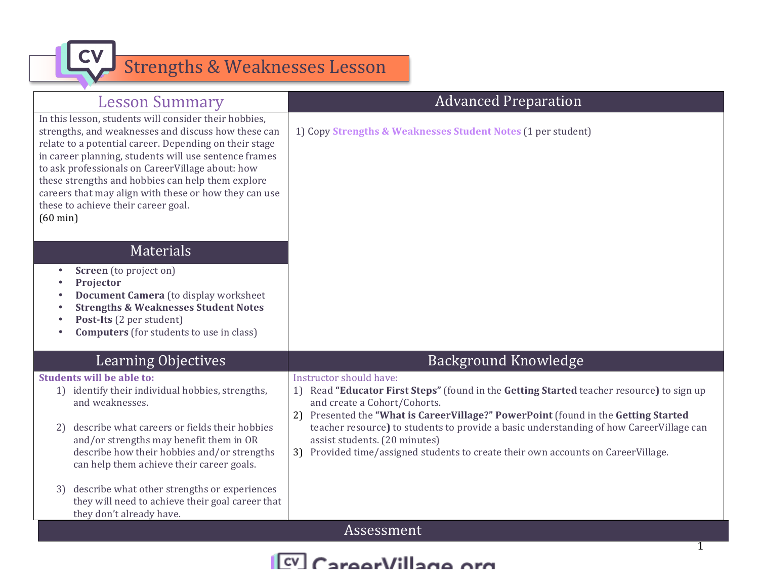# Strengths & Weaknesses Lesson

## Lesson Summary

In this lesson, students will consider their hobbies, strengths, and weaknesses and discuss how these can relate to a potential career. Depending on their stage in career planning, students will use sentence frames to ask professionals on CareerVillage about: how these strengths and hobbies can help them explore careers that may align with these or how they can use these to achieve their career goal.
(60 min)

## Advanced Preparation

1) Copy **Strengths & Weaknesses Student Notes** (1 per student)

## Materials

- **Screen** (to project on)
- **Projector**
- **Document Camera** (to display worksheet
- **Strengths & Weaknesses Student Notes**
- **Post-Its** (2 per student)
- **Computers** (for students to use in class)

## Learning Objectives

**Students will be able to:**

1) identify their individual hobbies, strengths, and weaknesses.

2) describe what careers or fields their hobbies and/or strengths may benefit them in OR describe how their hobbies and/or strengths can help them achieve their career goals.

3) describe what other strengths or experiences they will need to achieve their goal career that they don't already have.

## Background Knowledge

Instructor should have:

1) Read **"Educator First Steps"** (found in the **Getting Started** teacher resource**)** to sign up and create a Cohort/Cohorts.
2) Presented the **"What is CareerVillage?" PowerPoint** (found in the **Getting Started** teacher resource**)** to students to provide a basic understanding of how CareerVillage can assist students. (20 minutes)
3) Provided time/assigned students to create their own accounts on CareerVillage.

## Assessment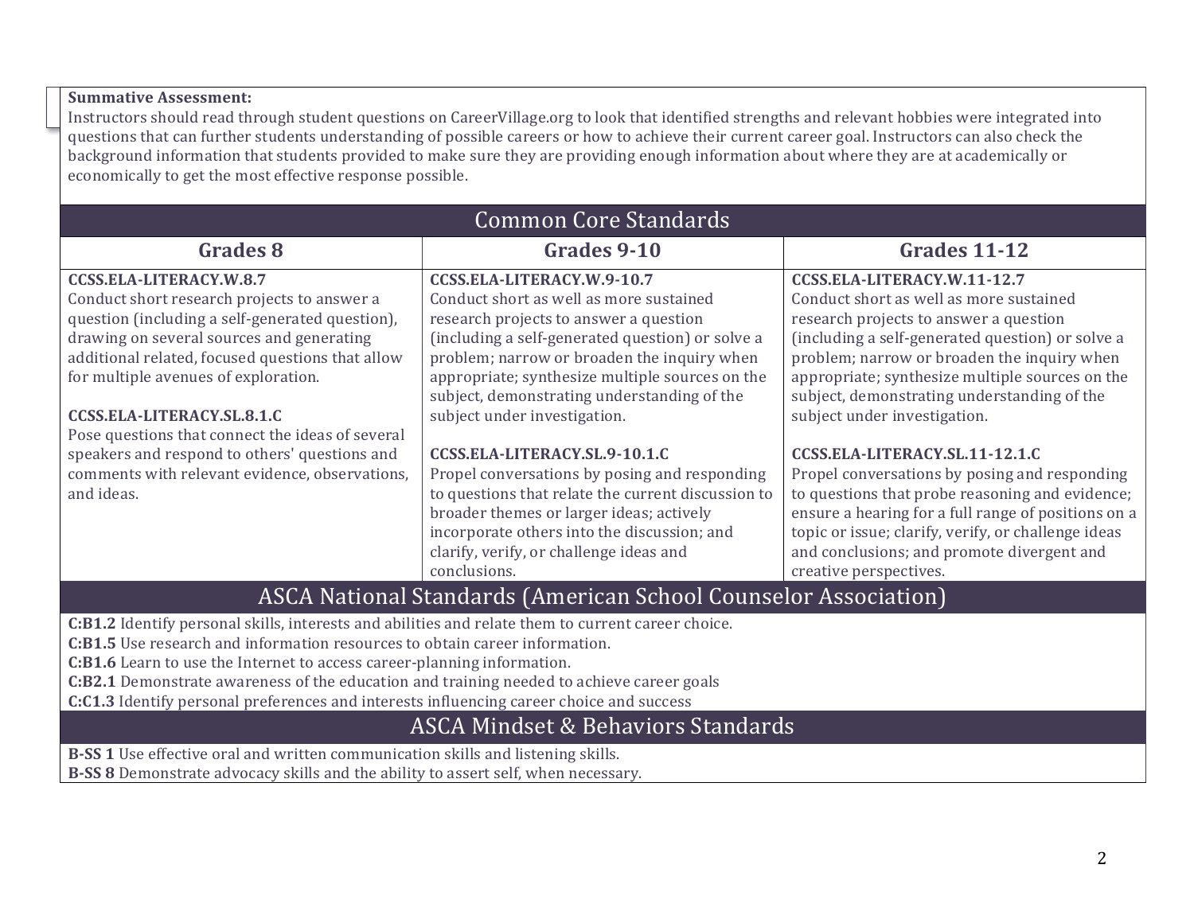**Summative Assessment:**
Instructors should read through student questions on CareerVillage.org to look that identified strengths and relevant hobbies were integrated into questions that can further students understanding of possible careers or how to achieve their current career goal. Instructors can also check the background information that students provided to make sure they are providing enough information about where they are at academically or economically to get the most effective response possible.

## Common Core Standards

| Grades 8 | Grades 9-10 | Grades 11-12 |
|---|---|---|
| **CCSS.ELA-LITERACY.W.8.7**<br>Conduct short research projects to answer a question (including a self-generated question), drawing on several sources and generating additional related, focused questions that allow for multiple avenues of exploration.<br><br>**CCSS.ELA-LITERACY.SL.8.1.C**<br>Pose questions that connect the ideas of several speakers and respond to others' questions and comments with relevant evidence, observations, and ideas. | **CCSS.ELA-LITERACY.W.9-10.7**<br>Conduct short as well as more sustained research projects to answer a question (including a self-generated question) or solve a problem; narrow or broaden the inquiry when appropriate; synthesize multiple sources on the subject, demonstrating understanding of the subject under investigation.<br><br>**CCSS.ELA-LITERACY.SL.9-10.1.C**<br>Propel conversations by posing and responding to questions that relate the current discussion to broader themes or larger ideas; actively incorporate others into the discussion; and clarify, verify, or challenge ideas and conclusions. | **CCSS.ELA-LITERACY.W.11-12.7**<br>Conduct short as well as more sustained research projects to answer a question (including a self-generated question) or solve a problem; narrow or broaden the inquiry when appropriate; synthesize multiple sources on the subject, demonstrating understanding of the subject under investigation.<br><br>**CCSS.ELA-LITERACY.SL.11-12.1.C**<br>Propel conversations by posing and responding to questions that probe reasoning and evidence; ensure a hearing for a full range of positions on a topic or issue; clarify, verify, or challenge ideas and conclusions; and promote divergent and creative perspectives. |

## ASCA National Standards (American School Counselor Association)

**C:B1.2** Identify personal skills, interests and abilities and relate them to current career choice.
**C:B1.5** Use research and information resources to obtain career information.
**C:B1.6** Learn to use the Internet to access career-planning information.
**C:B2.1** Demonstrate awareness of the education and training needed to achieve career goals
**C:C1.3** Identify personal preferences and interests influencing career choice and success

## ASCA Mindset & Behaviors Standards

**B-SS 1** Use effective oral and written communication skills and listening skills.
**B-SS 8** Demonstrate advocacy skills and the ability to assert self, when necessary.